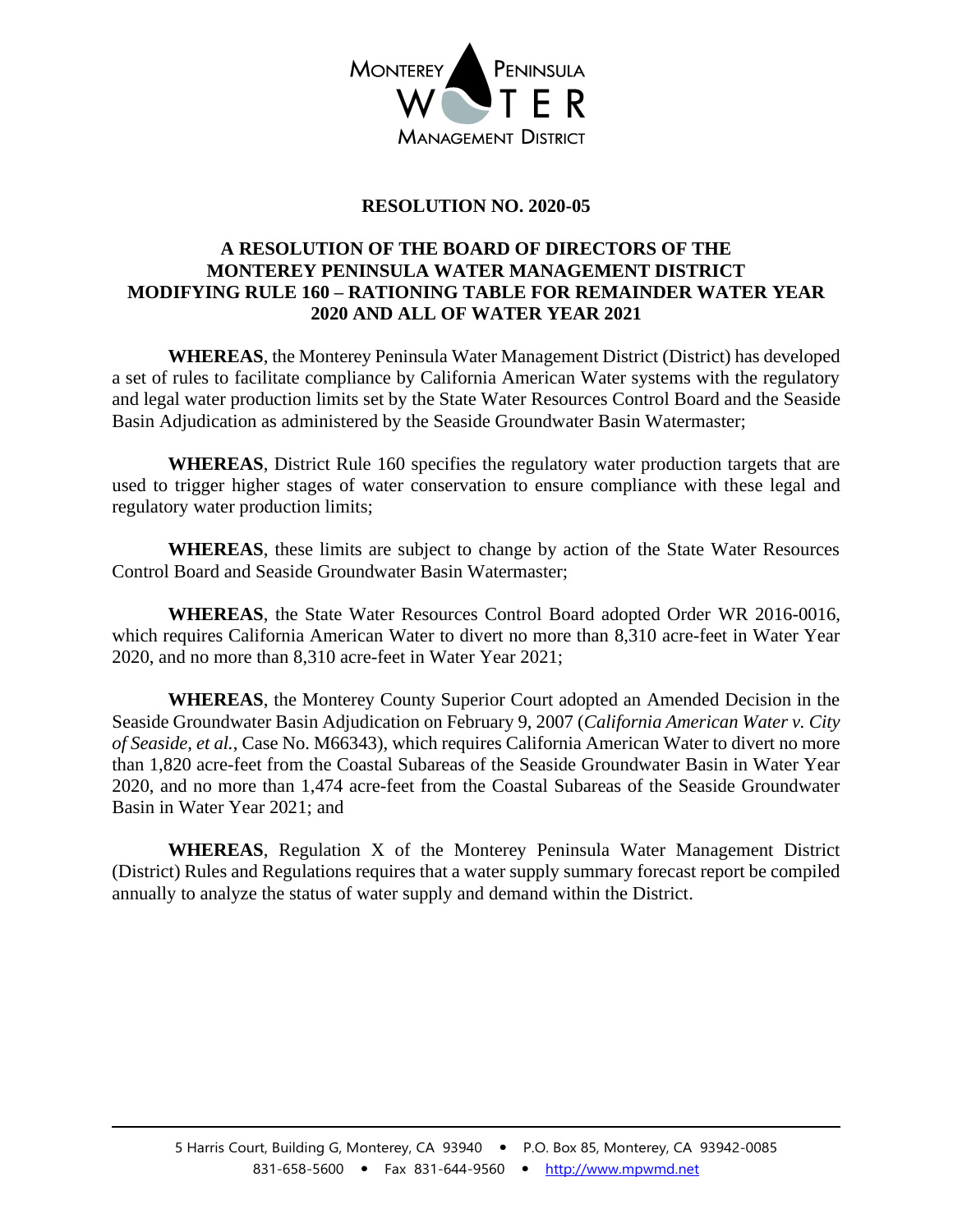MONTEREY PENINSULA WATER MANAGEMENT DISTRICT

# RESOLUTION NO. 2020-05

## A RESOLUTION OF THE BOARD OF DIRECTORS OF THE MONTEREY PENINSULA WATER MANAGEMENT DISTRICT MODIFYING RULE 160 – RATIONING TABLE FOR REMAINDER WATER YEAR 2020 AND ALL OF WATER YEAR 2021

**WHEREAS**, the Monterey Peninsula Water Management District (District) has developed a set of rules to facilitate compliance by California American Water systems with the regulatory and legal water production limits set by the State Water Resources Control Board and the Seaside Basin Adjudication as administered by the Seaside Groundwater Basin Watermaster;

**WHEREAS**, District Rule 160 specifies the regulatory water production targets that are used to trigger higher stages of water conservation to ensure compliance with these legal and regulatory water production limits;

**WHEREAS**, these limits are subject to change by action of the State Water Resources Control Board and Seaside Groundwater Basin Watermaster;

**WHEREAS**, the State Water Resources Control Board adopted Order WR 2016-0016, which requires California American Water to divert no more than 8,310 acre-feet in Water Year 2020, and no more than 8,310 acre-feet in Water Year 2021;

**WHEREAS**, the Monterey County Superior Court adopted an Amended Decision in the Seaside Groundwater Basin Adjudication on February 9, 2007 (*California American Water v. City of Seaside, et al.*, Case No. M66343), which requires California American Water to divert no more than 1,820 acre-feet from the Coastal Subareas of the Seaside Groundwater Basin in Water Year 2020, and no more than 1,474 acre-feet from the Coastal Subareas of the Seaside Groundwater Basin in Water Year 2021; and

**WHEREAS**, Regulation X of the Monterey Peninsula Water Management District (District) Rules and Regulations requires that a water supply summary forecast report be compiled annually to analyze the status of water supply and demand within the District.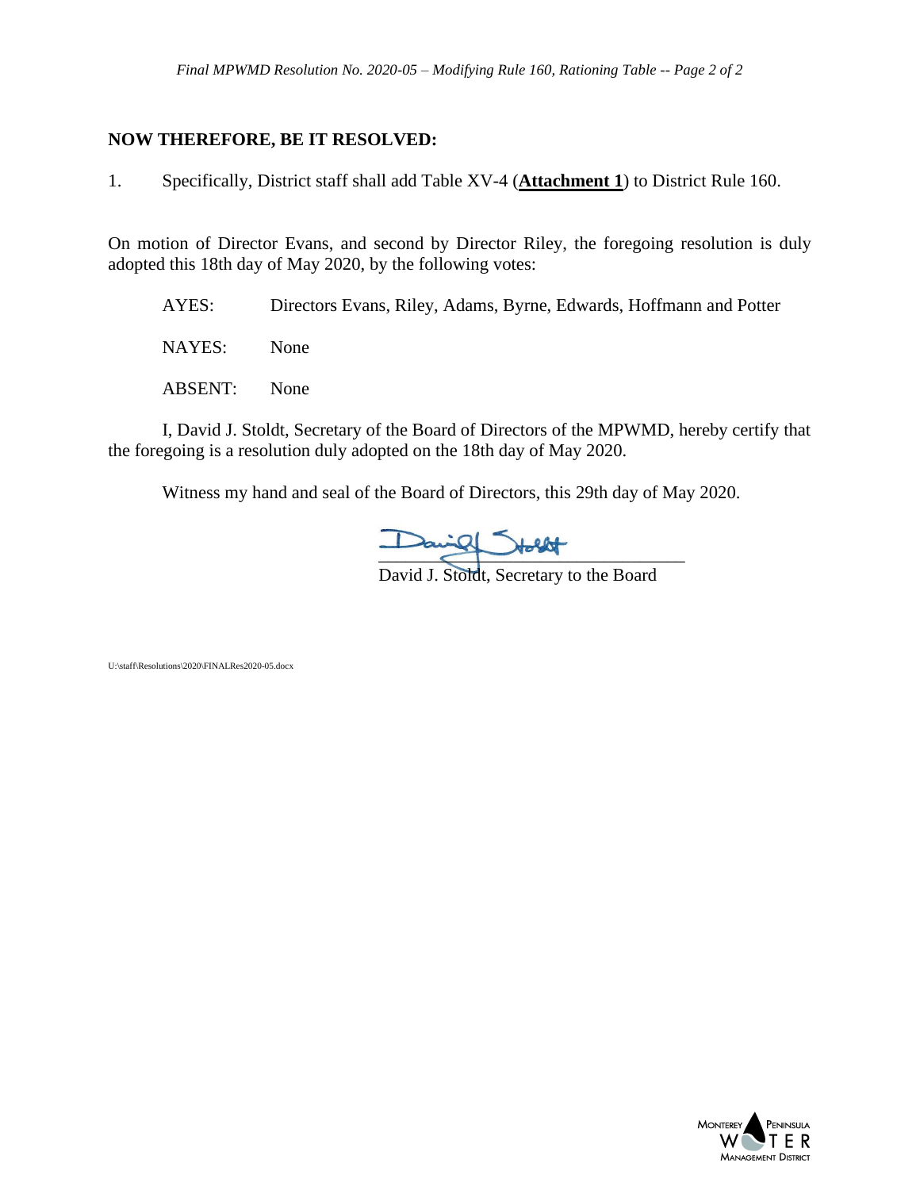**NOW THEREFORE, BE IT RESOLVED:**

1. Specifically, District staff shall add Table XV-4 (**Attachment 1**) to District Rule 160.

On motion of Director Evans, and second by Director Riley, the foregoing resolution is duly adopted this 18th day of May 2020, by the following votes:

AYES: Directors Evans, Riley, Adams, Byrne, Edwards, Hoffmann and Potter

NAYES: None

ABSENT: None

I, David J. Stoldt, Secretary of the Board of Directors of the MPWMD, hereby certify that the foregoing is a resolution duly adopted on the 18th day of May 2020.

Witness my hand and seal of the Board of Directors, this 29th day of May 2020.

David J. Stoldt, Secretary to the Board

U:\staff\Resolutions\2020\FINALRes2020-05.docx

Monterey Peninsula Water Management District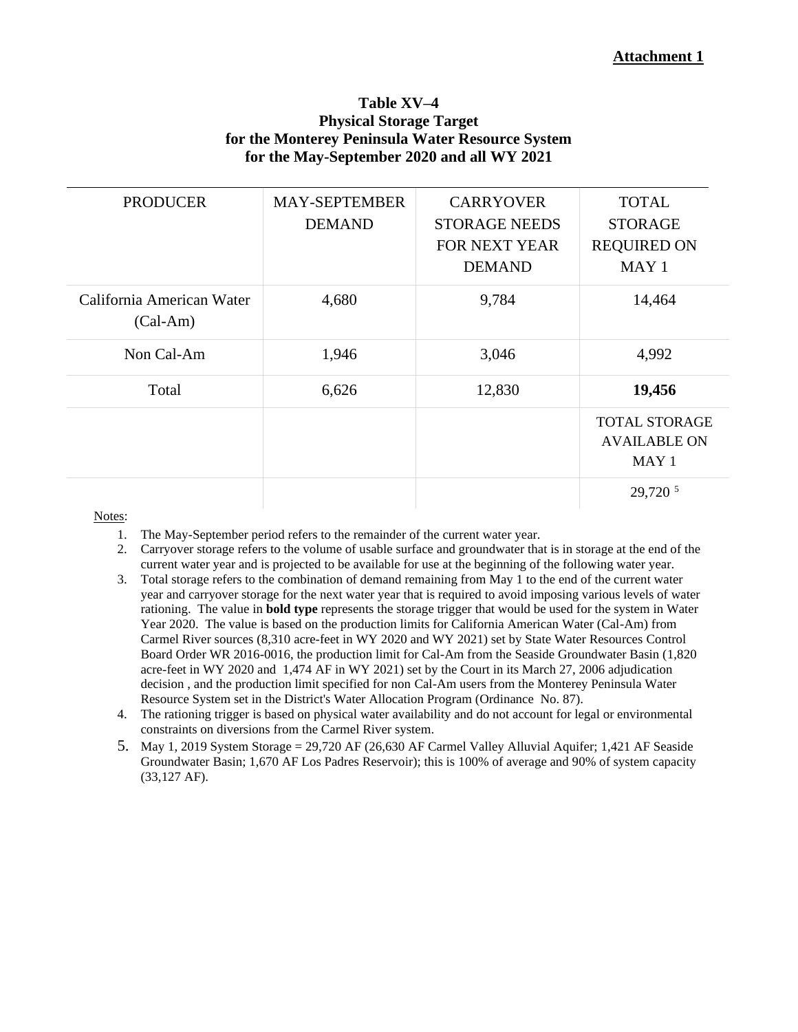**Attachment 1**

# Table XV–4
## Physical Storage Target
## for the Monterey Peninsula Water Resource System
## for the May-September 2020 and all WY 2021

| PRODUCER | MAY-SEPTEMBER DEMAND | CARRYOVER STORAGE NEEDS FOR NEXT YEAR DEMAND | TOTAL STORAGE REQUIRED ON MAY 1 |
|---|---|---|---|
| California American Water (Cal-Am) | 4,680 | 9,784 | 14,464 |
| Non Cal-Am | 1,946 | 3,046 | 4,992 |
| Total | 6,626 | 12,830 | **19,456** |
| | | | TOTAL STORAGE AVAILABLE ON MAY 1 |
| | | | 29,720 [5] |

Notes:

1. The May-September period refers to the remainder of the current water year.
2. Carryover storage refers to the volume of usable surface and groundwater that is in storage at the end of the current water year and is projected to be available for use at the beginning of the following water year.
3. Total storage refers to the combination of demand remaining from May 1 to the end of the current water year and carryover storage for the next water year that is required to avoid imposing various levels of water rationing. The value in **bold type** represents the storage trigger that would be used for the system in Water Year 2020. The value is based on the production limits for California American Water (Cal-Am) from Carmel River sources (8,310 acre-feet in WY 2020 and WY 2021) set by State Water Resources Control Board Order WR 2016-0016, the production limit for Cal-Am from the Seaside Groundwater Basin (1,820 acre-feet in WY 2020 and 1,474 AF in WY 2021) set by the Court in its March 27, 2006 adjudication decision , and the production limit specified for non Cal-Am users from the Monterey Peninsula Water Resource System set in the District's Water Allocation Program (Ordinance No. 87).
4. The rationing trigger is based on physical water availability and do not account for legal or environmental constraints on diversions from the Carmel River system.
5. May 1, 2019 System Storage = 29,720 AF (26,630 AF Carmel Valley Alluvial Aquifer; 1,421 AF Seaside Groundwater Basin; 1,670 AF Los Padres Reservoir); this is 100% of average and 90% of system capacity (33,127 AF).